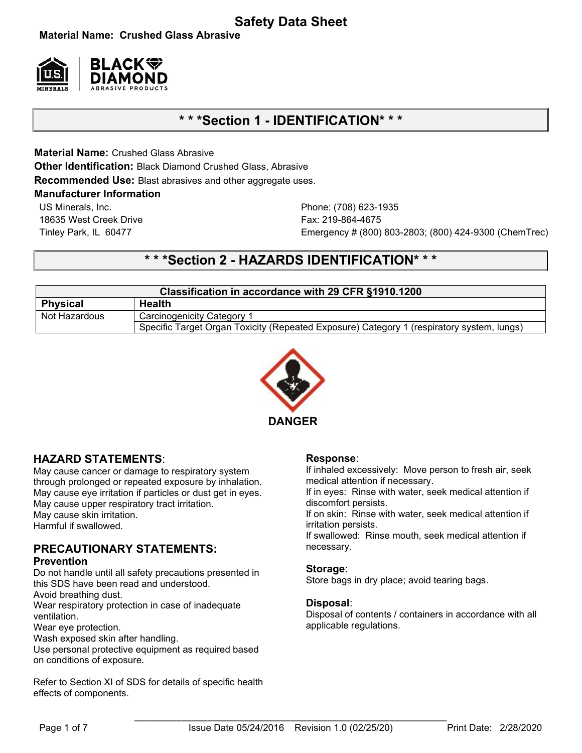# Safety Data Sheet

**Material Name: Crushed Glass Abrasive**

## * * *Section 1 - IDENTIFICATION* * *

**Material Name:** Crushed Glass Abrasive
**Other Identification:** Black Diamond Crushed Glass, Abrasive
**Recommended Use:** Blast abrasives and other aggregate uses.

**Manufacturer Information**

US Minerals, Inc.
18635 West Creek Drive
Tinley Park, IL 60477

Phone: (708) 623-1935
Fax: 219-864-4675
Emergency # (800) 803-2803; (800) 424-9300 (ChemTrec)

## * * *Section 2 - HAZARDS IDENTIFICATION* * *

| Classification in accordance with 29 CFR §1910.1200 | |
|---|---|
| **Physical** | **Health** |
| Not Hazardous | Carcinogenicity Category 1 |
| | Specific Target Organ Toxicity (Repeated Exposure) Category 1 (respiratory system, lungs) |

**DANGER**

### HAZARD STATEMENTS:

May cause cancer or damage to respiratory system through prolonged or repeated exposure by inhalation.
May cause eye irritation if particles or dust get in eyes.
May cause upper respiratory tract irritation.
May cause skin irritation.
Harmful if swallowed.

### PRECAUTIONARY STATEMENTS:

**Prevention**

Do not handle until all safety precautions presented in this SDS have been read and understood.
Avoid breathing dust.
Wear respiratory protection in case of inadequate ventilation.
Wear eye protection.
Wash exposed skin after handling.
Use personal protective equipment as required based on conditions of exposure.

Refer to Section XI of SDS for details of specific health effects of components.

**Response**:

If inhaled excessively: Move person to fresh air, seek medical attention if necessary.
If in eyes: Rinse with water, seek medical attention if discomfort persists.
If on skin: Rinse with water, seek medical attention if irritation persists.
If swallowed: Rinse mouth, seek medical attention if necessary.

**Storage**:

Store bags in dry place; avoid tearing bags.

**Disposal**:

Disposal of contents / containers in accordance with all applicable regulations.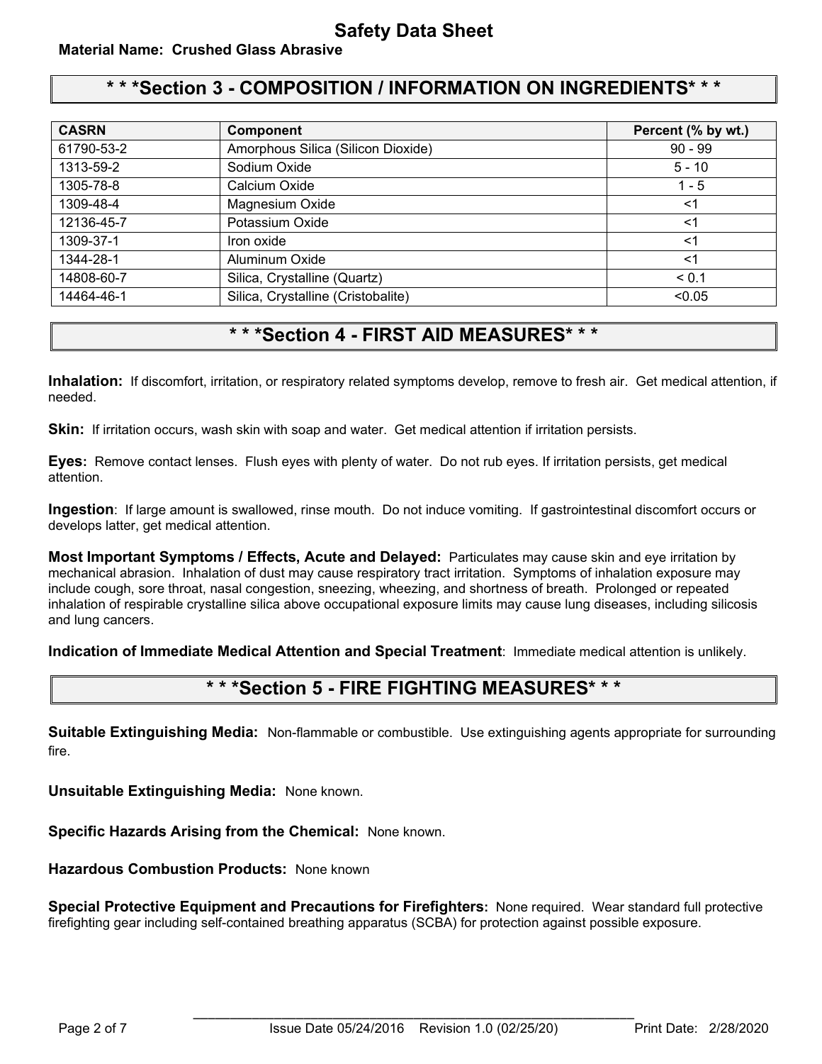# Safety Data Sheet

**Material Name: Crushed Glass Abrasive**

## * * *Section 3 - COMPOSITION / INFORMATION ON INGREDIENTS* * *

| CASRN | Component | Percent (% by wt.) |
|---|---|---|
| 61790-53-2 | Amorphous Silica (Silicon Dioxide) | 90 - 99 |
| 1313-59-2 | Sodium Oxide | 5 - 10 |
| 1305-78-8 | Calcium Oxide | 1 - 5 |
| 1309-48-4 | Magnesium Oxide | <1 |
| 12136-45-7 | Potassium Oxide | <1 |
| 1309-37-1 | Iron oxide | <1 |
| 1344-28-1 | Aluminum Oxide | <1 |
| 14808-60-7 | Silica, Crystalline (Quartz) | < 0.1 |
| 14464-46-1 | Silica, Crystalline (Cristobalite) | <0.05 |

## * * *Section 4 - FIRST AID MEASURES* * *

**Inhalation:** If discomfort, irritation, or respiratory related symptoms develop, remove to fresh air. Get medical attention, if needed.

**Skin:** If irritation occurs, wash skin with soap and water. Get medical attention if irritation persists.

**Eyes:** Remove contact lenses. Flush eyes with plenty of water. Do not rub eyes. If irritation persists, get medical attention.

**Ingestion**: If large amount is swallowed, rinse mouth. Do not induce vomiting. If gastrointestinal discomfort occurs or develops latter, get medical attention.

**Most Important Symptoms / Effects, Acute and Delayed:** Particulates may cause skin and eye irritation by mechanical abrasion. Inhalation of dust may cause respiratory tract irritation. Symptoms of inhalation exposure may include cough, sore throat, nasal congestion, sneezing, wheezing, and shortness of breath. Prolonged or repeated inhalation of respirable crystalline silica above occupational exposure limits may cause lung diseases, including silicosis and lung cancers.

**Indication of Immediate Medical Attention and Special Treatment**: Immediate medical attention is unlikely.

## * * *Section 5 - FIRE FIGHTING MEASURES* * *

**Suitable Extinguishing Media:** Non-flammable or combustible. Use extinguishing agents appropriate for surrounding fire.

**Unsuitable Extinguishing Media:** None known.

**Specific Hazards Arising from the Chemical:** None known.

**Hazardous Combustion Products:** None known

**Special Protective Equipment and Precautions for Firefighters:** None required. Wear standard full protective firefighting gear including self-contained breathing apparatus (SCBA) for protection against possible exposure.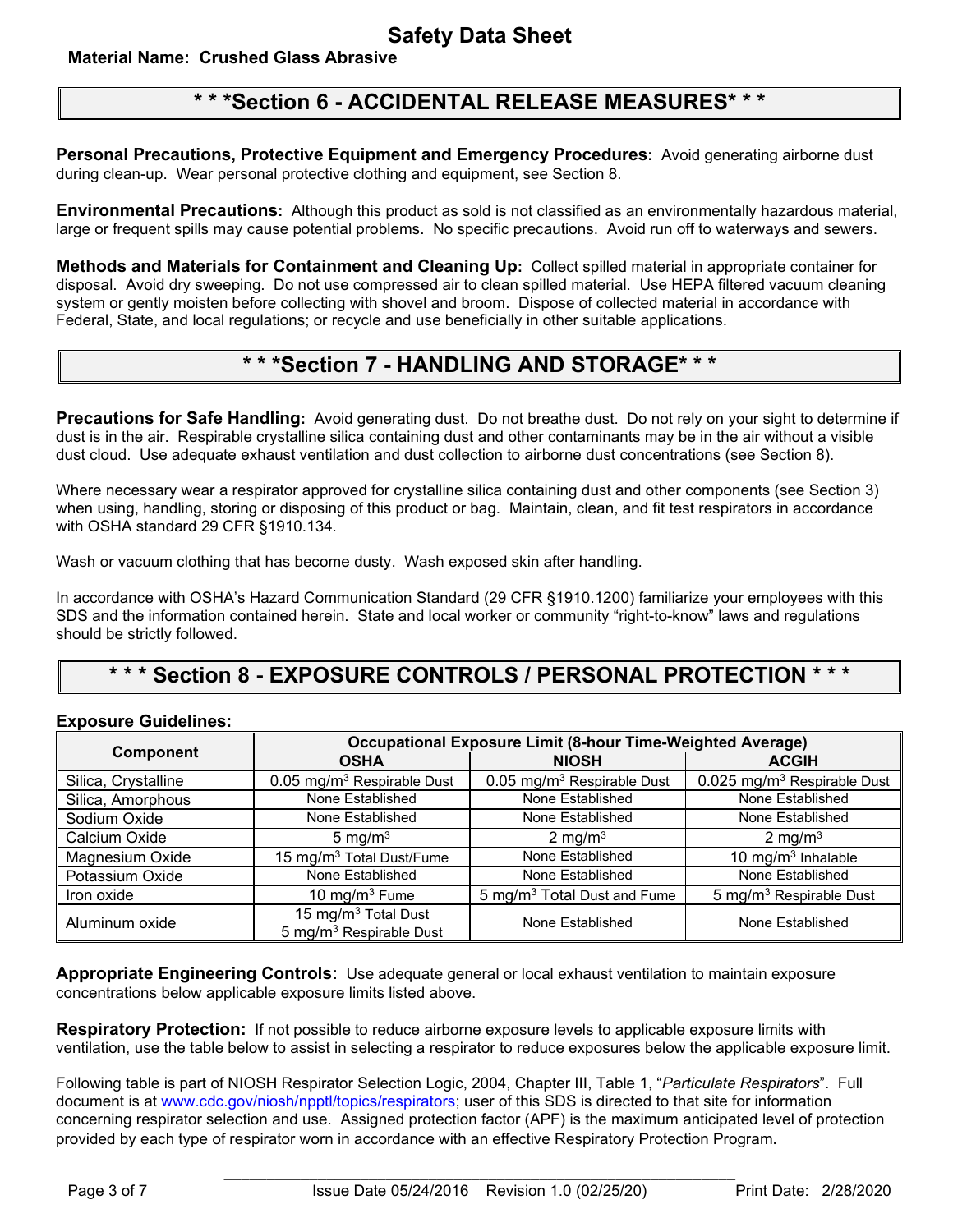# Safety Data Sheet

**Material Name: Crushed Glass Abrasive**

## * * *Section 6 - ACCIDENTAL RELEASE MEASURES* * *

**Personal Precautions, Protective Equipment and Emergency Procedures:** Avoid generating airborne dust during clean-up. Wear personal protective clothing and equipment, see Section 8.

**Environmental Precautions:** Although this product as sold is not classified as an environmentally hazardous material, large or frequent spills may cause potential problems. No specific precautions. Avoid run off to waterways and sewers.

**Methods and Materials for Containment and Cleaning Up:** Collect spilled material in appropriate container for disposal. Avoid dry sweeping. Do not use compressed air to clean spilled material. Use HEPA filtered vacuum cleaning system or gently moisten before collecting with shovel and broom. Dispose of collected material in accordance with Federal, State, and local regulations; or recycle and use beneficially in other suitable applications.

## * * *Section 7 - HANDLING AND STORAGE* * *

**Precautions for Safe Handling:** Avoid generating dust. Do not breathe dust. Do not rely on your sight to determine if dust is in the air. Respirable crystalline silica containing dust and other contaminants may be in the air without a visible dust cloud. Use adequate exhaust ventilation and dust collection to airborne dust concentrations (see Section 8).

Where necessary wear a respirator approved for crystalline silica containing dust and other components (see Section 3) when using, handling, storing or disposing of this product or bag. Maintain, clean, and fit test respirators in accordance with OSHA standard 29 CFR §1910.134.

Wash or vacuum clothing that has become dusty. Wash exposed skin after handling.

In accordance with OSHA's Hazard Communication Standard (29 CFR §1910.1200) familiarize your employees with this SDS and the information contained herein. State and local worker or community "right-to-know" laws and regulations should be strictly followed.

## * * * Section 8 - EXPOSURE CONTROLS / PERSONAL PROTECTION * * *

**Exposure Guidelines:**

| Component | Occupational Exposure Limit (8-hour Time-Weighted Average) | | |
|---|---|---|---|
| | OSHA | NIOSH | ACGIH |
| Silica, Crystalline | 0.05 mg/m$^3$ Respirable Dust | 0.05 mg/m$^3$ Respirable Dust | 0.025 mg/m$^3$ Respirable Dust |
| Silica, Amorphous | None Established | None Established | None Established |
| Sodium Oxide | None Established | None Established | None Established |
| Calcium Oxide | 5 mg/m$^3$ | 2 mg/m$^3$ | 2 mg/m$^3$ |
| Magnesium Oxide | 15 mg/m$^3$ Total Dust/Fume | None Established | 10 mg/m$^3$ Inhalable |
| Potassium Oxide | None Established | None Established | None Established |
| Iron oxide | 10 mg/m$^3$ Fume | 5 mg/m$^3$ Total Dust and Fume | 5 mg/m$^3$ Respirable Dust |
| Aluminum oxide | 15 mg/m$^3$ Total Dust<br>5 mg/m$^3$ Respirable Dust | None Established | None Established |

**Appropriate Engineering Controls:** Use adequate general or local exhaust ventilation to maintain exposure concentrations below applicable exposure limits listed above.

**Respiratory Protection:** If not possible to reduce airborne exposure levels to applicable exposure limits with ventilation, use the table below to assist in selecting a respirator to reduce exposures below the applicable exposure limit.

Following table is part of NIOSH Respirator Selection Logic, 2004, Chapter III, Table 1, "*Particulate Respirators*". Full document is at www.cdc.gov/niosh/npptl/topics/respirators; user of this SDS is directed to that site for information concerning respirator selection and use. Assigned protection factor (APF) is the maximum anticipated level of protection provided by each type of respirator worn in accordance with an effective Respiratory Protection Program.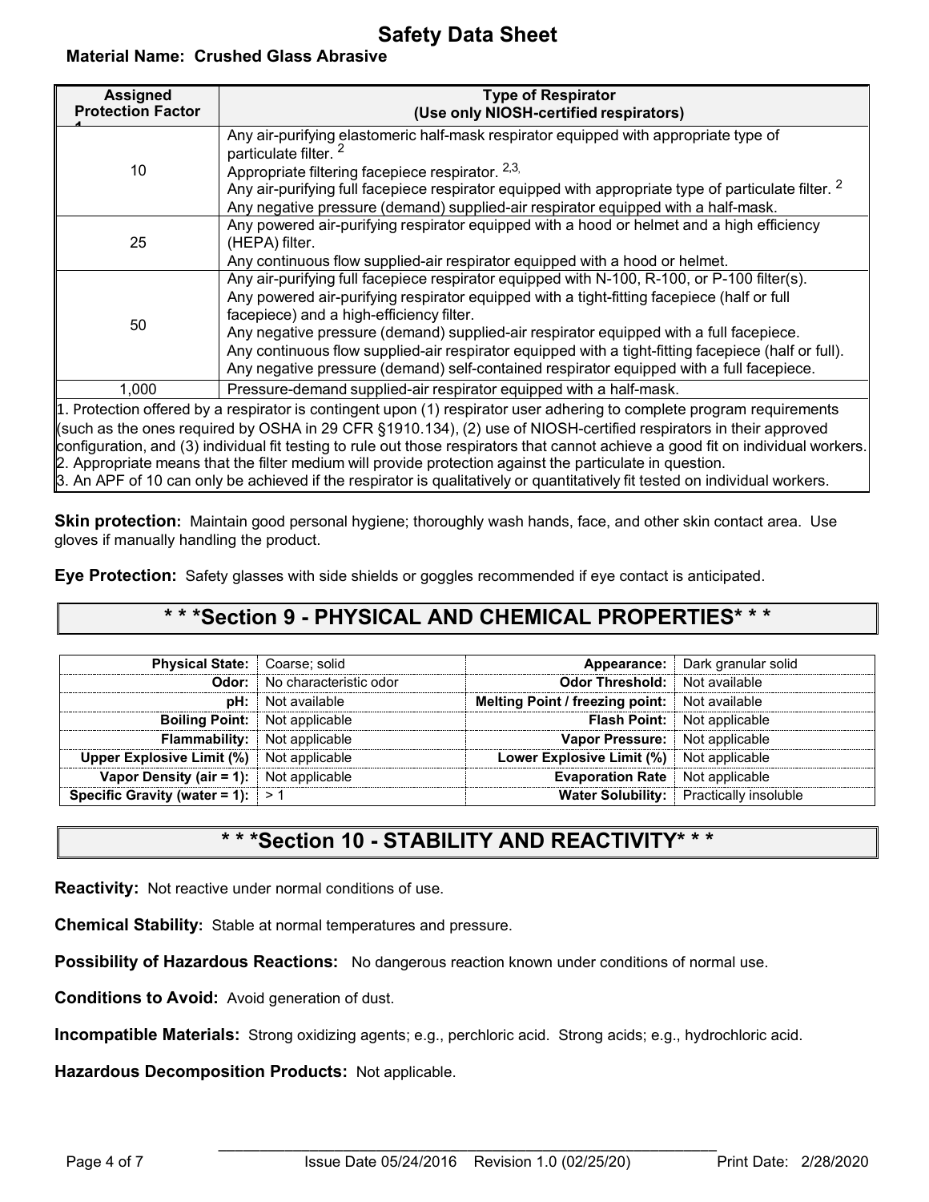# Safety Data Sheet

**Material Name: Crushed Glass Abrasive**

| Assigned Protection Factor [1] | Type of Respirator (Use only NIOSH-certified respirators) |
|---|---|
| 10 | Any air-purifying elastomeric half-mask respirator equipped with appropriate type of particulate filter. [2]<br>Appropriate filtering facepiece respirator. [2,3,]<br>Any air-purifying full facepiece respirator equipped with appropriate type of particulate filter. [2]<br>Any negative pressure (demand) supplied-air respirator equipped with a half-mask. |
| 25 | Any powered air-purifying respirator equipped with a hood or helmet and a high efficiency (HEPA) filter.<br>Any continuous flow supplied-air respirator equipped with a hood or helmet. |
| 50 | Any air-purifying full facepiece respirator equipped with N-100, R-100, or P-100 filter(s).<br>Any powered air-purifying respirator equipped with a tight-fitting facepiece (half or full facepiece) and a high-efficiency filter.<br>Any negative pressure (demand) supplied-air respirator equipped with a full facepiece.<br>Any continuous flow supplied-air respirator equipped with a tight-fitting facepiece (half or full).<br>Any negative pressure (demand) self-contained respirator equipped with a full facepiece. |
| 1,000 | Pressure-demand supplied-air respirator equipped with a half-mask. |

1. Protection offered by a respirator is contingent upon (1) respirator user adhering to complete program requirements (such as the ones required by OSHA in 29 CFR §1910.134), (2) use of NIOSH-certified respirators in their approved configuration, and (3) individual fit testing to rule out those respirators that cannot achieve a good fit on individual workers.
2. Appropriate means that the filter medium will provide protection against the particulate in question.
3. An APF of 10 can only be achieved if the respirator is qualitatively or quantitatively fit tested on individual workers.

**Skin protection:** Maintain good personal hygiene; thoroughly wash hands, face, and other skin contact area. Use gloves if manually handling the product.

**Eye Protection:** Safety glasses with side shields or goggles recommended if eye contact is anticipated.

## * * *Section 9 - PHYSICAL AND CHEMICAL PROPERTIES* * *

| | | | |
|---|---|---|---|
| **Physical State:** | Coarse; solid | **Appearance:** | Dark granular solid |
| **Odor:** | No characteristic odor | **Odor Threshold:** | Not available |
| **pH:** | Not available | **Melting Point / freezing point:** | Not available |
| **Boiling Point:** | Not applicable | **Flash Point:** | Not applicable |
| **Flammability:** | Not applicable | **Vapor Pressure:** | Not applicable |
| **Upper Explosive Limit (%)** | Not applicable | **Lower Explosive Limit (%)** | Not applicable |
| **Vapor Density (air = 1):** | Not applicable | **Evaporation Rate** | Not applicable |
| **Specific Gravity (water = 1):** | > 1 | **Water Solubility:** | Practically insoluble |

## * * *Section 10 - STABILITY AND REACTIVITY* * *

**Reactivity:** Not reactive under normal conditions of use.

**Chemical Stability:** Stable at normal temperatures and pressure.

**Possibility of Hazardous Reactions:** No dangerous reaction known under conditions of normal use.

**Conditions to Avoid:** Avoid generation of dust.

**Incompatible Materials:** Strong oxidizing agents; e.g., perchloric acid. Strong acids; e.g., hydrochloric acid.

**Hazardous Decomposition Products:** Not applicable.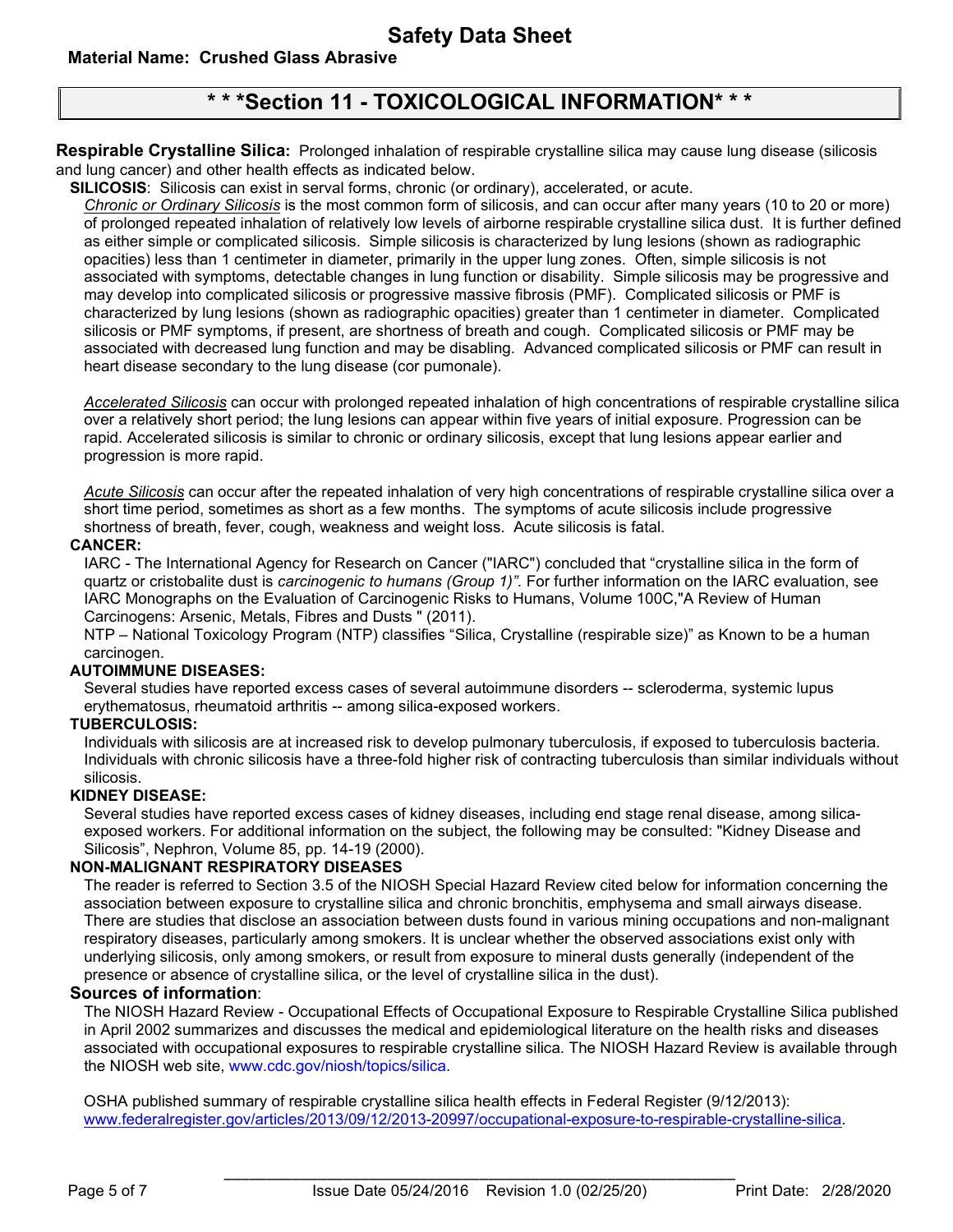# Safety Data Sheet

**Material Name: Crushed Glass Abrasive**

## * * *Section 11 - TOXICOLOGICAL INFORMATION* * *

**Respirable Crystalline Silica:** Prolonged inhalation of respirable crystalline silica may cause lung disease (silicosis and lung cancer) and other health effects as indicated below.

**SILICOSIS**: Silicosis can exist in serval forms, chronic (or ordinary), accelerated, or acute.

*Chronic or Ordinary Silicosis* is the most common form of silicosis, and can occur after many years (10 to 20 or more) of prolonged repeated inhalation of relatively low levels of airborne respirable crystalline silica dust. It is further defined as either simple or complicated silicosis. Simple silicosis is characterized by lung lesions (shown as radiographic opacities) less than 1 centimeter in diameter, primarily in the upper lung zones. Often, simple silicosis is not associated with symptoms, detectable changes in lung function or disability. Simple silicosis may be progressive and may develop into complicated silicosis or progressive massive fibrosis (PMF). Complicated silicosis or PMF is characterized by lung lesions (shown as radiographic opacities) greater than 1 centimeter in diameter. Complicated silicosis or PMF symptoms, if present, are shortness of breath and cough. Complicated silicosis or PMF may be associated with decreased lung function and may be disabling. Advanced complicated silicosis or PMF can result in heart disease secondary to the lung disease (cor pumonale).

*Accelerated Silicosis* can occur with prolonged repeated inhalation of high concentrations of respirable crystalline silica over a relatively short period; the lung lesions can appear within five years of initial exposure. Progression can be rapid. Accelerated silicosis is similar to chronic or ordinary silicosis, except that lung lesions appear earlier and progression is more rapid.

*Acute Silicosis* can occur after the repeated inhalation of very high concentrations of respirable crystalline silica over a short time period, sometimes as short as a few months. The symptoms of acute silicosis include progressive shortness of breath, fever, cough, weakness and weight loss. Acute silicosis is fatal.

**CANCER:**

IARC - The International Agency for Research on Cancer ("IARC") concluded that "crystalline silica in the form of quartz or cristobalite dust is *carcinogenic to humans (Group 1)"*. For further information on the IARC evaluation, see IARC Monographs on the Evaluation of Carcinogenic Risks to Humans, Volume 100C,"A Review of Human Carcinogens: Arsenic, Metals, Fibres and Dusts " (2011).

NTP – National Toxicology Program (NTP) classifies "Silica, Crystalline (respirable size)" as Known to be a human carcinogen.

**AUTOIMMUNE DISEASES:**

Several studies have reported excess cases of several autoimmune disorders -- scleroderma, systemic lupus erythematosus, rheumatoid arthritis -- among silica-exposed workers.

**TUBERCULOSIS:**

Individuals with silicosis are at increased risk to develop pulmonary tuberculosis, if exposed to tuberculosis bacteria. Individuals with chronic silicosis have a three-fold higher risk of contracting tuberculosis than similar individuals without silicosis.

**KIDNEY DISEASE:**

Several studies have reported excess cases of kidney diseases, including end stage renal disease, among silica-exposed workers. For additional information on the subject, the following may be consulted: "Kidney Disease and Silicosis", Nephron, Volume 85, pp. 14-19 (2000).

**NON-MALIGNANT RESPIRATORY DISEASES**

The reader is referred to Section 3.5 of the NIOSH Special Hazard Review cited below for information concerning the association between exposure to crystalline silica and chronic bronchitis, emphysema and small airways disease. There are studies that disclose an association between dusts found in various mining occupations and non-malignant respiratory diseases, particularly among smokers. It is unclear whether the observed associations exist only with underlying silicosis, only among smokers, or result from exposure to mineral dusts generally (independent of the presence or absence of crystalline silica, or the level of crystalline silica in the dust).

**Sources of information**:

The NIOSH Hazard Review - Occupational Effects of Occupational Exposure to Respirable Crystalline Silica published in April 2002 summarizes and discusses the medical and epidemiological literature on the health risks and diseases associated with occupational exposures to respirable crystalline silica. The NIOSH Hazard Review is available through the NIOSH web site, www.cdc.gov/niosh/topics/silica.

OSHA published summary of respirable crystalline silica health effects in Federal Register (9/12/2013): www.federalregister.gov/articles/2013/09/12/2013-20997/occupational-exposure-to-respirable-crystalline-silica.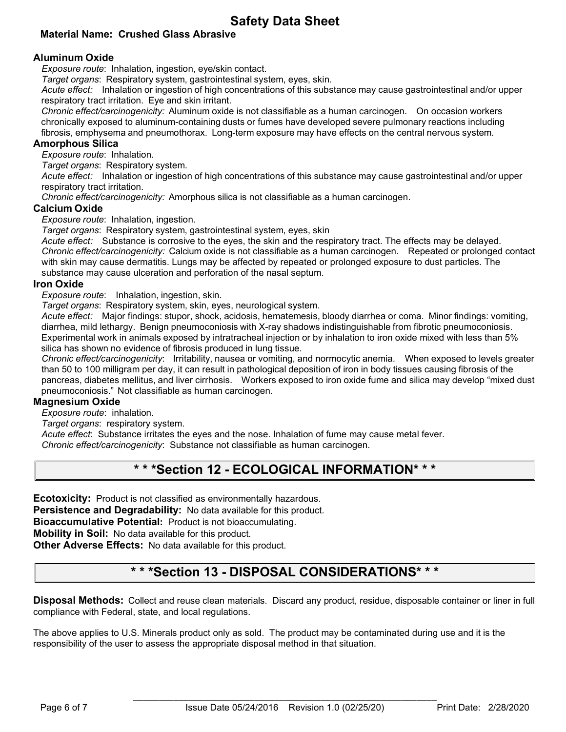### Aluminum Oxide

*Exposure route*: Inhalation, ingestion, eye/skin contact.

*Target organs*: Respiratory system, gastrointestinal system, eyes, skin.

*Acute effect:* Inhalation or ingestion of high concentrations of this substance may cause gastrointestinal and/or upper respiratory tract irritation. Eye and skin irritant.

*Chronic effect/carcinogenicity:* Aluminum oxide is not classifiable as a human carcinogen. On occasion workers chronically exposed to aluminum-containing dusts or fumes have developed severe pulmonary reactions including fibrosis, emphysema and pneumothorax. Long-term exposure may have effects on the central nervous system.

### Amorphous Silica

*Exposure route*: Inhalation.

*Target organs*: Respiratory system.

*Acute effect:* Inhalation or ingestion of high concentrations of this substance may cause gastrointestinal and/or upper respiratory tract irritation.

*Chronic effect/carcinogenicity:* Amorphous silica is not classifiable as a human carcinogen.

### Calcium Oxide

*Exposure route*: Inhalation, ingestion.

*Target organs*: Respiratory system, gastrointestinal system, eyes, skin

*Acute effect:* Substance is corrosive to the eyes, the skin and the respiratory tract. The effects may be delayed.

*Chronic effect/carcinogenicity:* Calcium oxide is not classifiable as a human carcinogen. Repeated or prolonged contact with skin may cause dermatitis. Lungs may be affected by repeated or prolonged exposure to dust particles. The substance may cause ulceration and perforation of the nasal septum.

### Iron Oxide

*Exposure route*: Inhalation, ingestion, skin.

*Target organs*: Respiratory system, skin, eyes, neurological system.

*Acute effect:* Major findings: stupor, shock, acidosis, hematemesis, bloody diarrhea or coma. Minor findings: vomiting, diarrhea, mild lethargy. Benign pneumoconiosis with X-ray shadows indistinguishable from fibrotic pneumoconiosis. Experimental work in animals exposed by intratracheal injection or by inhalation to iron oxide mixed with less than 5% silica has shown no evidence of fibrosis produced in lung tissue.

*Chronic effect/carcinogenicity*: Irritability, nausea or vomiting, and normocytic anemia. When exposed to levels greater than 50 to 100 milligram per day, it can result in pathological deposition of iron in body tissues causing fibrosis of the pancreas, diabetes mellitus, and liver cirrhosis. Workers exposed to iron oxide fume and silica may develop "mixed dust pneumoconiosis." Not classifiable as human carcinogen.

### Magnesium Oxide

*Exposure route*: inhalation.

*Target organs*: respiratory system.

*Acute effect*: Substance irritates the eyes and the nose. Inhalation of fume may cause metal fever.

*Chronic effect/carcinogenicity*: Substance not classifiable as human carcinogen.

## * * *Section 12 - ECOLOGICAL INFORMATION* * *

**Ecotoxicity:** Product is not classified as environmentally hazardous.

**Persistence and Degradability:** No data available for this product.

**Bioaccumulative Potential:** Product is not bioaccumulating.

**Mobility in Soil:** No data available for this product.

**Other Adverse Effects:** No data available for this product.

## * * *Section 13 - DISPOSAL CONSIDERATIONS* * *

**Disposal Methods:** Collect and reuse clean materials. Discard any product, residue, disposable container or liner in full compliance with Federal, state, and local regulations.

The above applies to U.S. Minerals product only as sold. The product may be contaminated during use and it is the responsibility of the user to assess the appropriate disposal method in that situation.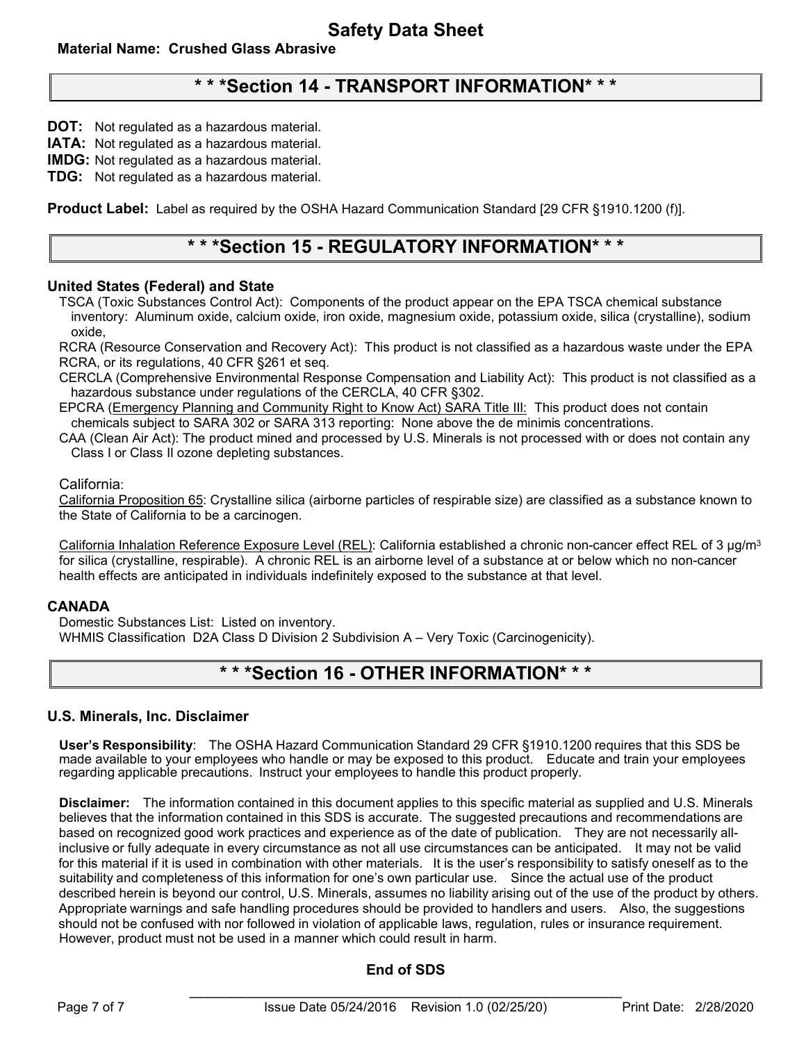## * * *Section 14 - TRANSPORT INFORMATION* * *

**DOT:** Not regulated as a hazardous material.
**IATA:** Not regulated as a hazardous material.
**IMDG:** Not regulated as a hazardous material.
**TDG:** Not regulated as a hazardous material.

**Product Label:** Label as required by the OSHA Hazard Communication Standard [29 CFR §1910.1200 (f)].

## * * *Section 15 - REGULATORY INFORMATION* * *

### United States (Federal) and State

TSCA (Toxic Substances Control Act): Components of the product appear on the EPA TSCA chemical substance inventory: Aluminum oxide, calcium oxide, iron oxide, magnesium oxide, potassium oxide, silica (crystalline), sodium oxide,

RCRA (Resource Conservation and Recovery Act): This product is not classified as a hazardous waste under the EPA RCRA, or its regulations, 40 CFR §261 et seq.

CERCLA (Comprehensive Environmental Response Compensation and Liability Act): This product is not classified as a hazardous substance under regulations of the CERCLA, 40 CFR §302.

EPCRA (Emergency Planning and Community Right to Know Act) SARA Title III: This product does not contain chemicals subject to SARA 302 or SARA 313 reporting: None above the de minimis concentrations.

CAA (Clean Air Act): The product mined and processed by U.S. Minerals is not processed with or does not contain any Class I or Class II ozone depleting substances.

California:

California Proposition 65: Crystalline silica (airborne particles of respirable size) are classified as a substance known to the State of California to be a carcinogen.

California Inhalation Reference Exposure Level (REL): California established a chronic non-cancer effect REL of 3 µg/m$^3$ for silica (crystalline, respirable). A chronic REL is an airborne level of a substance at or below which no non-cancer health effects are anticipated in individuals indefinitely exposed to the substance at that level.

### CANADA

Domestic Substances List: Listed on inventory.
WHMIS Classification D2A Class D Division 2 Subdivision A – Very Toxic (Carcinogenicity).

## * * *Section 16 - OTHER INFORMATION* * *

### U.S. Minerals, Inc. Disclaimer

**User's Responsibility**: The OSHA Hazard Communication Standard 29 CFR §1910.1200 requires that this SDS be made available to your employees who handle or may be exposed to this product. Educate and train your employees regarding applicable precautions. Instruct your employees to handle this product properly.

**Disclaimer:** The information contained in this document applies to this specific material as supplied and U.S. Minerals believes that the information contained in this SDS is accurate. The suggested precautions and recommendations are based on recognized good work practices and experience as of the date of publication. They are not necessarily all-inclusive or fully adequate in every circumstance as not all use circumstances can be anticipated. It may not be valid for this material if it is used in combination with other materials. It is the user's responsibility to satisfy oneself as to the suitability and completeness of this information for one's own particular use. Since the actual use of the product described herein is beyond our control, U.S. Minerals, assumes no liability arising out of the use of the product by others. Appropriate warnings and safe handling procedures should be provided to handlers and users. Also, the suggestions should not be confused with nor followed in violation of applicable laws, regulation, rules or insurance requirement. However, product must not be used in a manner which could result in harm.

**End of SDS**